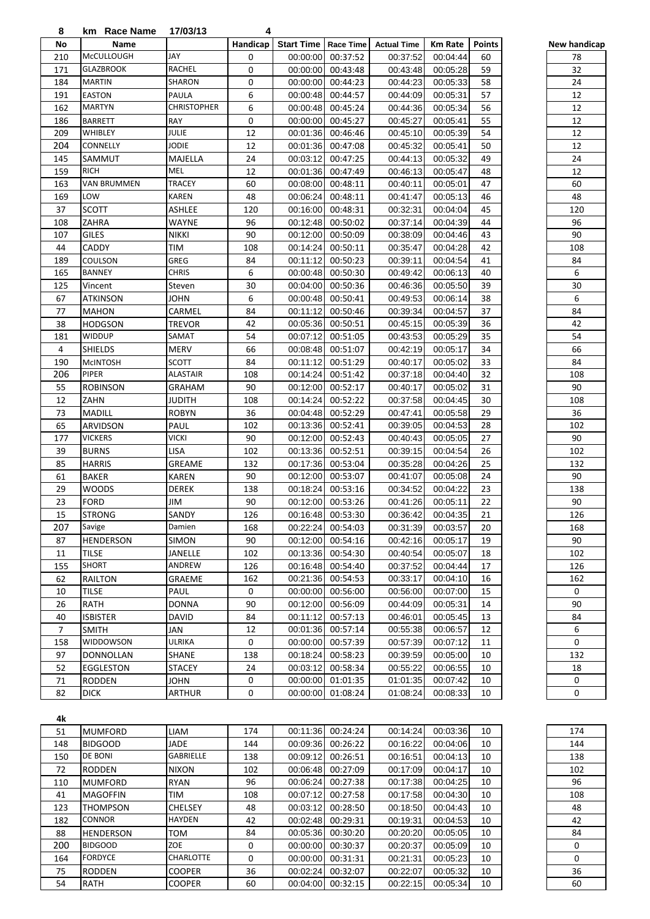8 km Race Name 17/03/13 4

| No | Name | | Handicap | Start Time | Race Time | Actual Time | Km Rate | Points | | New handicap |
|---|---|---|---|---|---|---|---|---|---|---|
| 210 | McCULLOUGH | JAY | 0 | 00:00:00 | 00:37:52 | 00:37:52 | 00:04:44 | 60 | | 78 |
| 171 | GLAZBROOK | RACHEL | 0 | 00:00:00 | 00:43:48 | 00:43:48 | 00:05:28 | 59 | | 32 |
| 184 | MARTIN | SHARON | 0 | 00:00:00 | 00:44:23 | 00:44:23 | 00:05:33 | 58 | | 24 |
| 191 | EASTON | PAULA | 6 | 00:00:48 | 00:44:57 | 00:44:09 | 00:05:31 | 57 | | 12 |
| 162 | MARTYN | CHRISTOPHER | 6 | 00:00:48 | 00:45:24 | 00:44:36 | 00:05:34 | 56 | | 12 |
| 186 | BARRETT | RAY | 0 | 00:00:00 | 00:45:27 | 00:45:27 | 00:05:41 | 55 | | 12 |
| 209 | WHIBLEY | JULIE | 12 | 00:01:36 | 00:46:46 | 00:45:10 | 00:05:39 | 54 | | 12 |
| 204 | CONNELLY | JODIE | 12 | 00:01:36 | 00:47:08 | 00:45:32 | 00:05:41 | 50 | | 12 |
| 145 | SAMMUT | MAJELLA | 24 | 00:03:12 | 00:47:25 | 00:44:13 | 00:05:32 | 49 | | 24 |
| 159 | RICH | MEL | 12 | 00:01:36 | 00:47:49 | 00:46:13 | 00:05:47 | 48 | | 12 |
| 163 | VAN BRUMMEN | TRACEY | 60 | 00:08:00 | 00:48:11 | 00:40:11 | 00:05:01 | 47 | | 60 |
| 169 | LOW | KAREN | 48 | 00:06:24 | 00:48:11 | 00:41:47 | 00:05:13 | 46 | | 48 |
| 37 | SCOTT | ASHLEE | 120 | 00:16:00 | 00:48:31 | 00:32:31 | 00:04:04 | 45 | | 120 |
| 108 | ZAHRA | WAYNE | 96 | 00:12:48 | 00:50:02 | 00:37:14 | 00:04:39 | 44 | | 96 |
| 107 | GILES | NIKKI | 90 | 00:12:00 | 00:50:09 | 00:38:09 | 00:04:46 | 43 | | 90 |
| 44 | CADDY | TIM | 108 | 00:14:24 | 00:50:11 | 00:35:47 | 00:04:28 | 42 | | 108 |
| 189 | COULSON | GREG | 84 | 00:11:12 | 00:50:23 | 00:39:11 | 00:04:54 | 41 | | 84 |
| 165 | BANNEY | CHRIS | 6 | 00:00:48 | 00:50:30 | 00:49:42 | 00:06:13 | 40 | | 6 |
| 125 | Vincent | Steven | 30 | 00:04:00 | 00:50:36 | 00:46:36 | 00:05:50 | 39 | | 30 |
| 67 | ATKINSON | JOHN | 6 | 00:00:48 | 00:50:41 | 00:49:53 | 00:06:14 | 38 | | 6 |
| 77 | MAHON | CARMEL | 84 | 00:11:12 | 00:50:46 | 00:39:34 | 00:04:57 | 37 | | 84 |
| 38 | HODGSON | TREVOR | 42 | 00:05:36 | 00:50:51 | 00:45:15 | 00:05:39 | 36 | | 42 |
| 181 | WIDDUP | SAMAT | 54 | 00:07:12 | 00:51:05 | 00:43:53 | 00:05:29 | 35 | | 54 |
| 4 | SHIELDS | MERV | 66 | 00:08:48 | 00:51:07 | 00:42:19 | 00:05:17 | 34 | | 66 |
| 190 | McINTOSH | SCOTT | 84 | 00:11:12 | 00:51:29 | 00:40:17 | 00:05:02 | 33 | | 84 |
| 206 | PIPER | ALASTAIR | 108 | 00:14:24 | 00:51:42 | 00:37:18 | 00:04:40 | 32 | | 108 |
| 55 | ROBINSON | GRAHAM | 90 | 00:12:00 | 00:52:17 | 00:40:17 | 00:05:02 | 31 | | 90 |
| 12 | ZAHN | JUDITH | 108 | 00:14:24 | 00:52:22 | 00:37:58 | 00:04:45 | 30 | | 108 |
| 73 | MADILL | ROBYN | 36 | 00:04:48 | 00:52:29 | 00:47:41 | 00:05:58 | 29 | | 36 |
| 65 | ARVIDSON | PAUL | 102 | 00:13:36 | 00:52:41 | 00:39:05 | 00:04:53 | 28 | | 102 |
| 177 | VICKERS | VICKI | 90 | 00:12:00 | 00:52:43 | 00:40:43 | 00:05:05 | 27 | | 90 |
| 39 | BURNS | LISA | 102 | 00:13:36 | 00:52:51 | 00:39:15 | 00:04:54 | 26 | | 102 |
| 85 | HARRIS | GREAME | 132 | 00:17:36 | 00:53:04 | 00:35:28 | 00:04:26 | 25 | | 132 |
| 61 | BAKER | KAREN | 90 | 00:12:00 | 00:53:07 | 00:41:07 | 00:05:08 | 24 | | 90 |
| 29 | WOODS | DEREK | 138 | 00:18:24 | 00:53:16 | 00:34:52 | 00:04:22 | 23 | | 138 |
| 23 | FORD | JIM | 90 | 00:12:00 | 00:53:26 | 00:41:26 | 00:05:11 | 22 | | 90 |
| 15 | STRONG | SANDY | 126 | 00:16:48 | 00:53:30 | 00:36:42 | 00:04:35 | 21 | | 126 |
| 207 | Savige | Damien | 168 | 00:22:24 | 00:54:03 | 00:31:39 | 00:03:57 | 20 | | 168 |
| 87 | HENDERSON | SIMON | 90 | 00:12:00 | 00:54:16 | 00:42:16 | 00:05:17 | 19 | | 90 |
| 11 | TILSE | JANELLE | 102 | 00:13:36 | 00:54:30 | 00:40:54 | 00:05:07 | 18 | | 102 |
| 155 | SHORT | ANDREW | 126 | 00:16:48 | 00:54:40 | 00:37:52 | 00:04:44 | 17 | | 126 |
| 62 | RAILTON | GRAEME | 162 | 00:21:36 | 00:54:53 | 00:33:17 | 00:04:10 | 16 | | 162 |
| 10 | TILSE | PAUL | 0 | 00:00:00 | 00:56:00 | 00:56:00 | 00:07:00 | 15 | | 0 |
| 26 | RATH | DONNA | 90 | 00:12:00 | 00:56:09 | 00:44:09 | 00:05:31 | 14 | | 90 |
| 40 | ISBISTER | DAVID | 84 | 00:11:12 | 00:57:13 | 00:46:01 | 00:05:45 | 13 | | 84 |
| 7 | SMITH | JAN | 12 | 00:01:36 | 00:57:14 | 00:55:38 | 00:06:57 | 12 | | 6 |
| 158 | WIDDOWSON | ULRIKA | 0 | 00:00:00 | 00:57:39 | 00:57:39 | 00:07:12 | 11 | | 0 |
| 97 | DONNOLLAN | SHANE | 138 | 00:18:24 | 00:58:23 | 00:39:59 | 00:05:00 | 10 | | 132 |
| 52 | EGGLESTON | STACEY | 24 | 00:03:12 | 00:58:34 | 00:55:22 | 00:06:55 | 10 | | 18 |
| 71 | RODDEN | JOHN | 0 | 00:00:00 | 01:01:35 | 01:01:35 | 00:07:42 | 10 | | 0 |
| 82 | DICK | ARTHUR | 0 | 00:00:00 | 01:08:24 | 01:08:24 | 00:08:33 | 10 | | 0 |

**4k**

| No | Name | | Handicap | Start Time | Race Time | Actual Time | Km Rate | Points | | New handicap |
|---|---|---|---|---|---|---|---|---|---|---|
| 51 | MUMFORD | LIAM | 174 | 00:11:36 | 00:24:24 | 00:14:24 | 00:03:36 | 10 | | 174 |
| 148 | BIDGOOD | JADE | 144 | 00:09:36 | 00:26:22 | 00:16:22 | 00:04:06 | 10 | | 144 |
| 150 | DE BONI | GABRIELLE | 138 | 00:09:12 | 00:26:51 | 00:16:51 | 00:04:13 | 10 | | 138 |
| 72 | RODDEN | NIXON | 102 | 00:06:48 | 00:27:09 | 00:17:09 | 00:04:17 | 10 | | 102 |
| 110 | MUMFORD | RYAN | 96 | 00:06:24 | 00:27:38 | 00:17:38 | 00:04:25 | 10 | | 96 |
| 41 | MAGOFFIN | TIM | 108 | 00:07:12 | 00:27:58 | 00:17:58 | 00:04:30 | 10 | | 108 |
| 123 | THOMPSON | CHELSEY | 48 | 00:03:12 | 00:28:50 | 00:18:50 | 00:04:43 | 10 | | 48 |
| 182 | CONNOR | HAYDEN | 42 | 00:02:48 | 00:29:31 | 00:19:31 | 00:04:53 | 10 | | 42 |
| 88 | HENDERSON | TOM | 84 | 00:05:36 | 00:30:20 | 00:20:20 | 00:05:05 | 10 | | 84 |
| 200 | BIDGOOD | ZOE | 0 | 00:00:00 | 00:30:37 | 00:20:37 | 00:05:09 | 10 | | 0 |
| 164 | FORDYCE | CHARLOTTE | 0 | 00:00:00 | 00:31:31 | 00:21:31 | 00:05:23 | 10 | | 0 |
| 75 | RODDEN | COOPER | 36 | 00:02:24 | 00:32:07 | 00:22:07 | 00:05:32 | 10 | | 36 |
| 54 | RATH | COOPER | 60 | 00:04:00 | 00:32:15 | 00:22:15 | 00:05:34 | 10 | | 60 |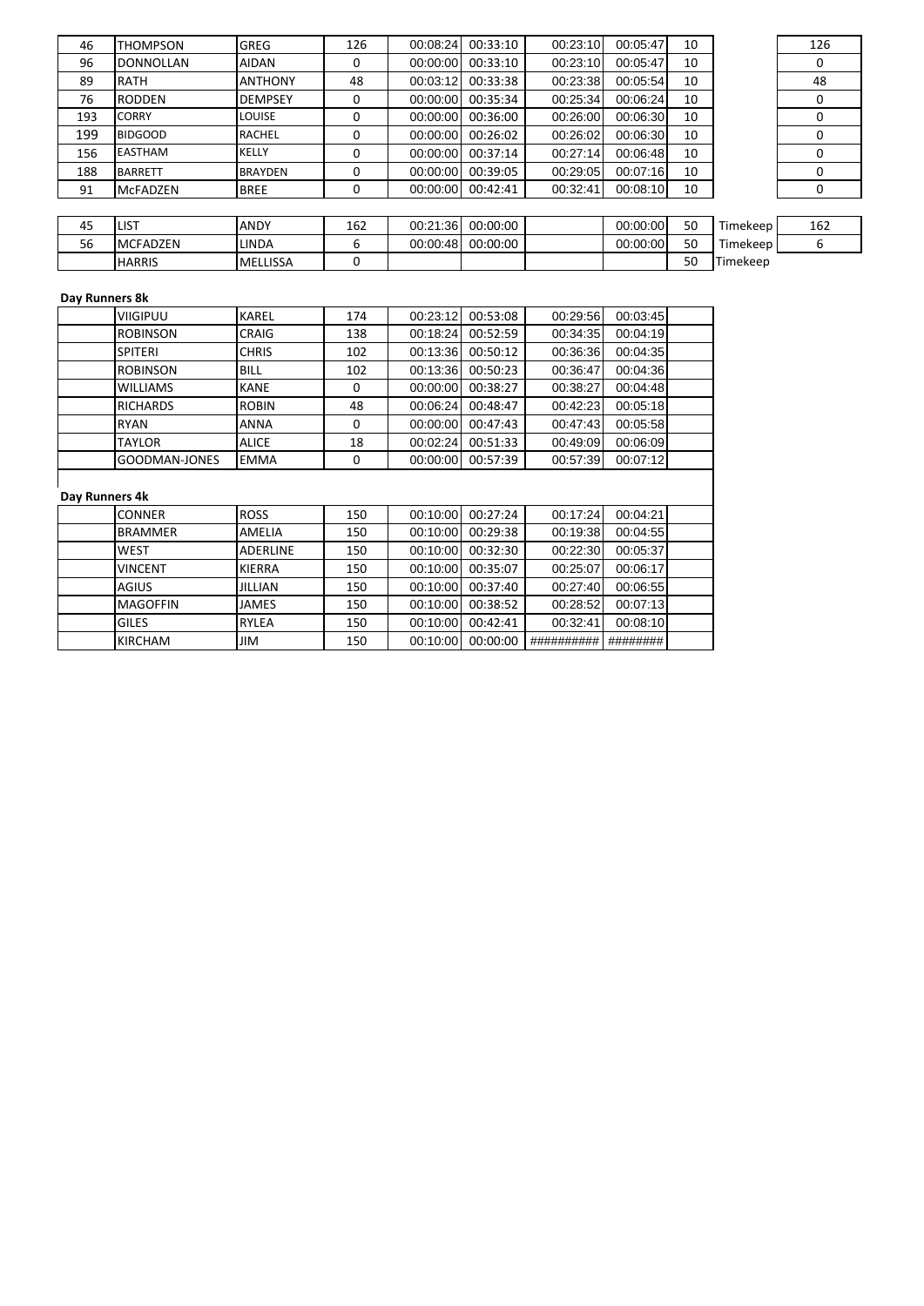| | | | | | | | | | | |
|---|---|---|---|---|---|---|---|---|---|---|
| 46 | THOMPSON | GREG | 126 | 00:08:24 | 00:33:10 | 00:23:10 | 00:05:47 | 10 | | 126 |
| 96 | DONNOLLAN | AIDAN | 0 | 00:00:00 | 00:33:10 | 00:23:10 | 00:05:47 | 10 | | 0 |
| 89 | RATH | ANTHONY | 48 | 00:03:12 | 00:33:38 | 00:23:38 | 00:05:54 | 10 | | 48 |
| 76 | RODDEN | DEMPSEY | 0 | 00:00:00 | 00:35:34 | 00:25:34 | 00:06:24 | 10 | | 0 |
| 193 | CORRY | LOUISE | 0 | 00:00:00 | 00:36:00 | 00:26:00 | 00:06:30 | 10 | | 0 |
| 199 | BIDGOOD | RACHEL | 0 | 00:00:00 | 00:26:02 | 00:26:02 | 00:06:30 | 10 | | 0 |
| 156 | EASTHAM | KELLY | 0 | 00:00:00 | 00:37:14 | 00:27:14 | 00:06:48 | 10 | | 0 |
| 188 | BARRETT | BRAYDEN | 0 | 00:00:00 | 00:39:05 | 00:29:05 | 00:07:16 | 10 | | 0 |
| 91 | McFADZEN | BREE | 0 | 00:00:00 | 00:42:41 | 00:32:41 | 00:08:10 | 10 | | 0 |

| | | | | | | | | | | |
|---|---|---|---|---|---|---|---|---|---|---|
| 45 | LIST | ANDY | 162 | 00:21:36 | 00:00:00 | | 00:00:00 | 50 | Timekeep | 162 |
| 56 | MCFADZEN | LINDA | 6 | 00:00:48 | 00:00:00 | | 00:00:00 | 50 | Timekeep | 6 |
| | HARRIS | MELLISSA | 0 | | | | | 50 | Timekeep | |

**Day Runners 8k**

| | | | | | | | | |
|---|---|---|---|---|---|---|---|---|
| | VIIGIPUU | KAREL | 174 | 00:23:12 | 00:53:08 | 00:29:56 | 00:03:45 | |
| | ROBINSON | CRAIG | 138 | 00:18:24 | 00:52:59 | 00:34:35 | 00:04:19 | |
| | SPITERI | CHRIS | 102 | 00:13:36 | 00:50:12 | 00:36:36 | 00:04:35 | |
| | ROBINSON | BILL | 102 | 00:13:36 | 00:50:23 | 00:36:47 | 00:04:36 | |
| | WILLIAMS | KANE | 0 | 00:00:00 | 00:38:27 | 00:38:27 | 00:04:48 | |
| | RICHARDS | ROBIN | 48 | 00:06:24 | 00:48:47 | 00:42:23 | 00:05:18 | |
| | RYAN | ANNA | 0 | 00:00:00 | 00:47:43 | 00:47:43 | 00:05:58 | |
| | TAYLOR | ALICE | 18 | 00:02:24 | 00:51:33 | 00:49:09 | 00:06:09 | |
| | GOODMAN-JONES | EMMA | 0 | 00:00:00 | 00:57:39 | 00:57:39 | 00:07:12 | |

**Day Runners 4k**

| | | | | | | | | |
|---|---|---|---|---|---|---|---|---|
| | CONNER | ROSS | 150 | 00:10:00 | 00:27:24 | 00:17:24 | 00:04:21 | |
| | BRAMMER | AMELIA | 150 | 00:10:00 | 00:29:38 | 00:19:38 | 00:04:55 | |
| | WEST | ADERLINE | 150 | 00:10:00 | 00:32:30 | 00:22:30 | 00:05:37 | |
| | VINCENT | KIERRA | 150 | 00:10:00 | 00:35:07 | 00:25:07 | 00:06:17 | |
| | AGIUS | JILLIAN | 150 | 00:10:00 | 00:37:40 | 00:27:40 | 00:06:55 | |
| | MAGOFFIN | JAMES | 150 | 00:10:00 | 00:38:52 | 00:28:52 | 00:07:13 | |
| | GILES | RYLEA | 150 | 00:10:00 | 00:42:41 | 00:32:41 | 00:08:10 | |
| | KIRCHAM | JIM | 150 | 00:10:00 | 00:00:00 | ########## | ######## | |